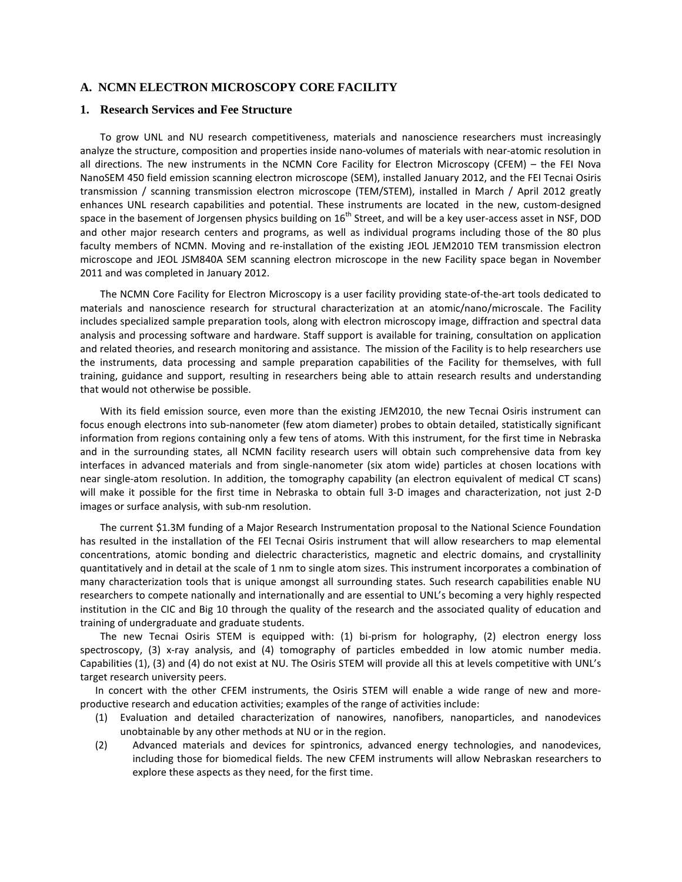## A. NCMN ELECTRON MICROSCOPY CORE FACILITY

### 1. Research Services and Fee Structure

To grow UNL and NU research competitiveness, materials and nanoscience researchers must increasingly analyze the structure, composition and properties inside nano-volumes of materials with near-atomic resolution in all directions. The new instruments in the NCMN Core Facility for Electron Microscopy (CFEM) – the FEI Nova NanoSEM 450 field emission scanning electron microscope (SEM), installed January 2012, and the FEI Tecnai Osiris transmission / scanning transmission electron microscope (TEM/STEM), installed in March / April 2012 greatly enhances UNL research capabilities and potential. These instruments are located in the new, custom-designed space in the basement of Jorgensen physics building on 16th Street, and will be a key user-access asset in NSF, DOD and other major research centers and programs, as well as individual programs including those of the 80 plus faculty members of NCMN. Moving and re-installation of the existing JEOL JEM2010 TEM transmission electron microscope and JEOL JSM840A SEM scanning electron microscope in the new Facility space began in November 2011 and was completed in January 2012.

The NCMN Core Facility for Electron Microscopy is a user facility providing state-of-the-art tools dedicated to materials and nanoscience research for structural characterization at an atomic/nano/microscale. The Facility includes specialized sample preparation tools, along with electron microscopy image, diffraction and spectral data analysis and processing software and hardware. Staff support is available for training, consultation on application and related theories, and research monitoring and assistance. The mission of the Facility is to help researchers use the instruments, data processing and sample preparation capabilities of the Facility for themselves, with full training, guidance and support, resulting in researchers being able to attain research results and understanding that would not otherwise be possible.

With its field emission source, even more than the existing JEM2010, the new Tecnai Osiris instrument can focus enough electrons into sub-nanometer (few atom diameter) probes to obtain detailed, statistically significant information from regions containing only a few tens of atoms. With this instrument, for the first time in Nebraska and in the surrounding states, all NCMN facility research users will obtain such comprehensive data from key interfaces in advanced materials and from single-nanometer (six atom wide) particles at chosen locations with near single-atom resolution. In addition, the tomography capability (an electron equivalent of medical CT scans) will make it possible for the first time in Nebraska to obtain full 3-D images and characterization, not just 2-D images or surface analysis, with sub-nm resolution.

The current $1.3M funding of a Major Research Instrumentation proposal to the National Science Foundation has resulted in the installation of the FEI Tecnai Osiris instrument that will allow researchers to map elemental concentrations, atomic bonding and dielectric characteristics, magnetic and electric domains, and crystallinity quantitatively and in detail at the scale of 1 nm to single atom sizes. This instrument incorporates a combination of many characterization tools that is unique amongst all surrounding states. Such research capabilities enable NU researchers to compete nationally and internationally and are essential to UNL's becoming a very highly respected institution in the CIC and Big 10 through the quality of the research and the associated quality of education and training of undergraduate and graduate students.

The new Tecnai Osiris STEM is equipped with: (1) bi-prism for holography, (2) electron energy loss spectroscopy, (3) x-ray analysis, and (4) tomography of particles embedded in low atomic number media. Capabilities (1), (3) and (4) do not exist at NU. The Osiris STEM will provide all this at levels competitive with UNL's target research university peers.

In concert with the other CFEM instruments, the Osiris STEM will enable a wide range of new and more-productive research and education activities; examples of the range of activities include:

(1) Evaluation and detailed characterization of nanowires, nanofibers, nanoparticles, and nanodevices unobtainable by any other methods at NU or in the region.

(2) Advanced materials and devices for spintronics, advanced energy technologies, and nanodevices, including those for biomedical fields. The new CFEM instruments will allow Nebraskan researchers to explore these aspects as they need, for the first time.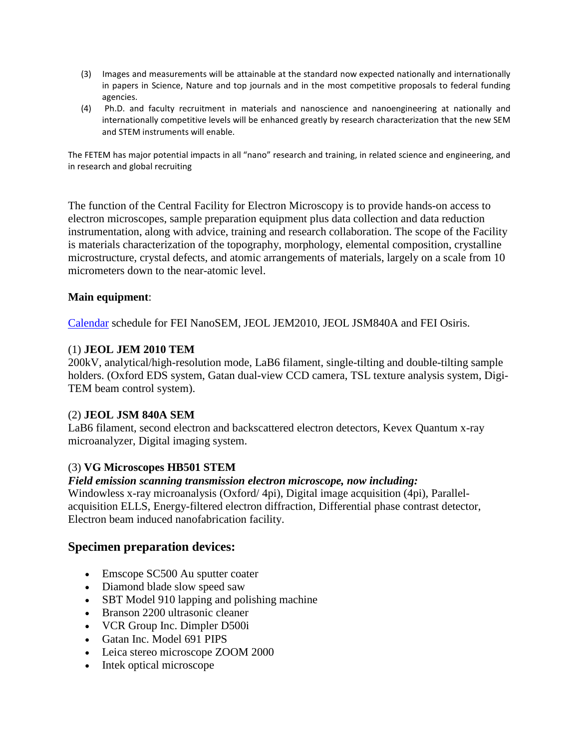(3) Images and measurements will be attainable at the standard now expected nationally and internationally in papers in Science, Nature and top journals and in the most competitive proposals to federal funding agencies.

(4) Ph.D. and faculty recruitment in materials and nanoscience and nanoengineering at nationally and internationally competitive levels will be enhanced greatly by research characterization that the new SEM and STEM instruments will enable.

The FETEM has major potential impacts in all "nano" research and training, in related science and engineering, and in research and global recruiting

The function of the Central Facility for Electron Microscopy is to provide hands-on access to electron microscopes, sample preparation equipment plus data collection and data reduction instrumentation, along with advice, training and research collaboration. The scope of the Facility is materials characterization of the topography, morphology, elemental composition, crystalline microstructure, crystal defects, and atomic arrangements of materials, largely on a scale from 10 micrometers down to the near-atomic level.

**Main equipment**:

Calendar schedule for FEI NanoSEM, JEOL JEM2010, JEOL JSM840A and FEI Osiris.

(1) **JEOL JEM 2010 TEM**
200kV, analytical/high-resolution mode, LaB6 filament, single-tilting and double-tilting sample holders. (Oxford EDS system, Gatan dual-view CCD camera, TSL texture analysis system, Digi-TEM beam control system).

(2) **JEOL JSM 840A SEM**
LaB6 filament, second electron and backscattered electron detectors, Kevex Quantum x-ray microanalyzer, Digital imaging system.

(3) **VG Microscopes HB501 STEM**
***Field emission scanning transmission electron microscope, now including:***
Windowless x-ray microanalysis (Oxford/ 4pi), Digital image acquisition (4pi), Parallel-acquisition ELLS, Energy-filtered electron diffraction, Differential phase contrast detector, Electron beam induced nanofabrication facility.

## Specimen preparation devices:

- Emscope SC500 Au sputter coater
- Diamond blade slow speed saw
- SBT Model 910 lapping and polishing machine
- Branson 2200 ultrasonic cleaner
- VCR Group Inc. Dimpler D500i
- Gatan Inc. Model 691 PIPS
- Leica stereo microscope ZOOM 2000
- Intek optical microscope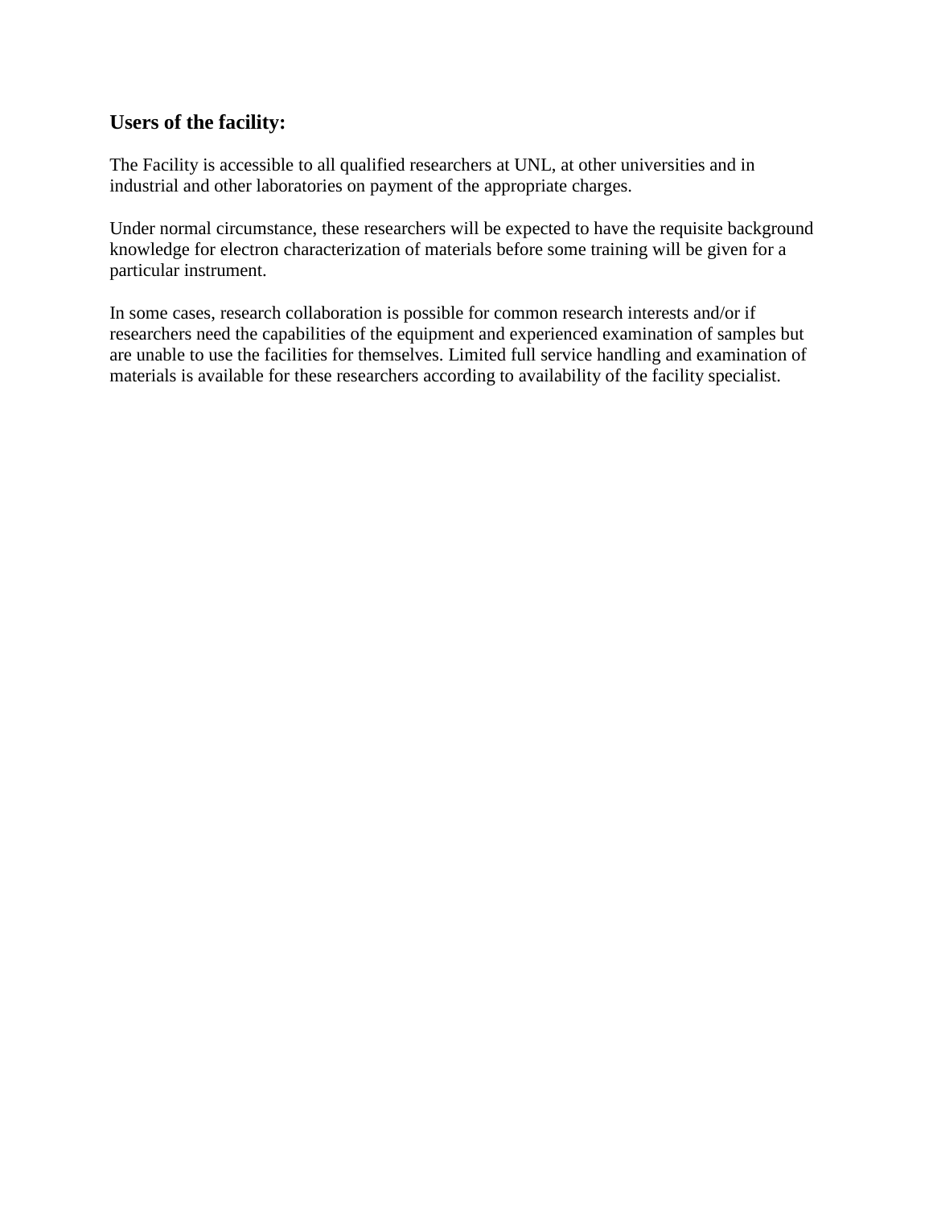### Users of the facility:

The Facility is accessible to all qualified researchers at UNL, at other universities and in industrial and other laboratories on payment of the appropriate charges.

Under normal circumstance, these researchers will be expected to have the requisite background knowledge for electron characterization of materials before some training will be given for a particular instrument.

In some cases, research collaboration is possible for common research interests and/or if researchers need the capabilities of the equipment and experienced examination of samples but are unable to use the facilities for themselves. Limited full service handling and examination of materials is available for these researchers according to availability of the facility specialist.